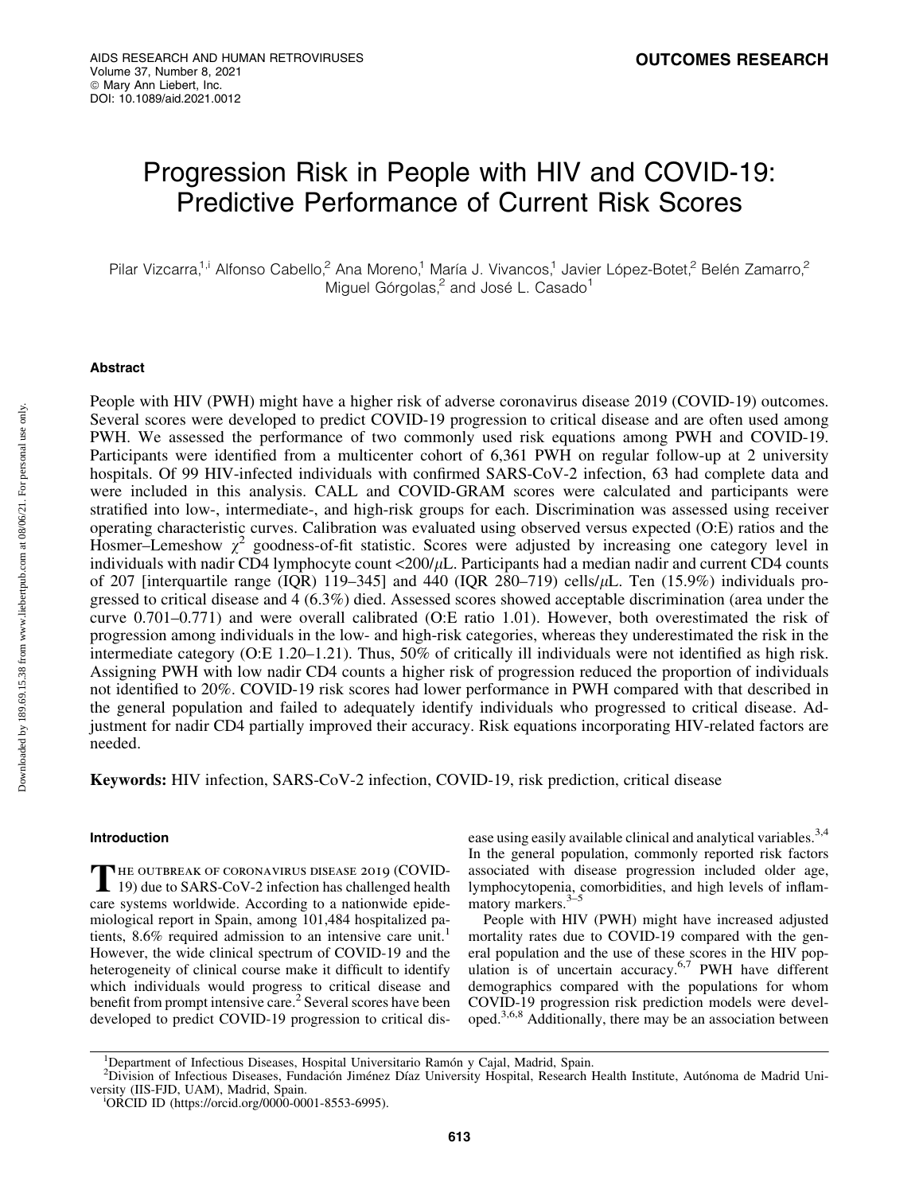# Progression Risk in People with HIV and COVID-19: Predictive Performance of Current Risk Scores

Pilar Vizcarra,[1,i] Alfonso Cabello,[2] Ana Moreno,[1] María J. Vivancos,[1] Javier López-Botet,[2] Belén Zamarro,[2] Miguel Górgolas,[2] and José L. Casado[1]

## Abstract

People with HIV (PWH) might have a higher risk of adverse coronavirus disease 2019 (COVID-19) outcomes. Several scores were developed to predict COVID-19 progression to critical disease and are often used among PWH. We assessed the performance of two commonly used risk equations among PWH and COVID-19. Participants were identified from a multicenter cohort of 6,361 PWH on regular follow-up at 2 university hospitals. Of 99 HIV-infected individuals with confirmed SARS-CoV-2 infection, 63 had complete data and were included in this analysis. CALL and COVID-GRAM scores were calculated and participants were stratified into low-, intermediate-, and high-risk groups for each. Discrimination was assessed using receiver operating characteristic curves. Calibration was evaluated using observed versus expected (O:E) ratios and the Hosmer–Lemeshow $\chi^2$ goodness-of-fit statistic. Scores were adjusted by increasing one category level in individuals with nadir CD4 lymphocyte count <200/$\mu$L. Participants had a median nadir and current CD4 counts of 207 [interquartile range (IQR) 119–345] and 440 (IQR 280–719) cells/$\mu$L. Ten (15.9%) individuals progressed to critical disease and 4 (6.3%) died. Assessed scores showed acceptable discrimination (area under the curve 0.701–0.771) and were overall calibrated (O:E ratio 1.01). However, both overestimated the risk of progression among individuals in the low- and high-risk categories, whereas they underestimated the risk in the intermediate category (O:E 1.20–1.21). Thus, 50% of critically ill individuals were not identified as high risk. Assigning PWH with low nadir CD4 counts a higher risk of progression reduced the proportion of individuals not identified to 20%. COVID-19 risk scores had lower performance in PWH compared with that described in the general population and failed to adequately identify individuals who progressed to critical disease. Adjustment for nadir CD4 partially improved their accuracy. Risk equations incorporating HIV-related factors are needed.

**Keywords:** HIV infection, SARS-CoV-2 infection, COVID-19, risk prediction, critical disease

## Introduction

The outbreak of coronavirus disease 2019 (COVID-19) due to SARS-CoV-2 infection has challenged health care systems worldwide. According to a nationwide epidemiological report in Spain, among 101,484 hospitalized patients, 8.6% required admission to an intensive care unit.[1] However, the wide clinical spectrum of COVID-19 and the heterogeneity of clinical course make it difficult to identify which individuals would progress to critical disease and benefit from prompt intensive care.[2] Several scores have been developed to predict COVID-19 progression to critical disease using easily available clinical and analytical variables.[3,4] In the general population, commonly reported risk factors associated with disease progression included older age, lymphocytopenia, comorbidities, and high levels of inflammatory markers.[3–5]

People with HIV (PWH) might have increased adjusted mortality rates due to COVID-19 compared with the general population and the use of these scores in the HIV population is of uncertain accuracy.[6,7] PWH have different demographics compared with the populations for whom COVID-19 progression risk prediction models were developed.[3,6,8] Additionally, there may be an association between

---

[1]Department of Infectious Diseases, Hospital Universitario Ramón y Cajal, Madrid, Spain.
[2]Division of Infectious Diseases, Fundación Jiménez Díaz University Hospital, Research Health Institute, Autónoma de Madrid University (IIS-FJD, UAM), Madrid, Spain.
[i]ORCID ID (https://orcid.org/0000-0001-8553-6995).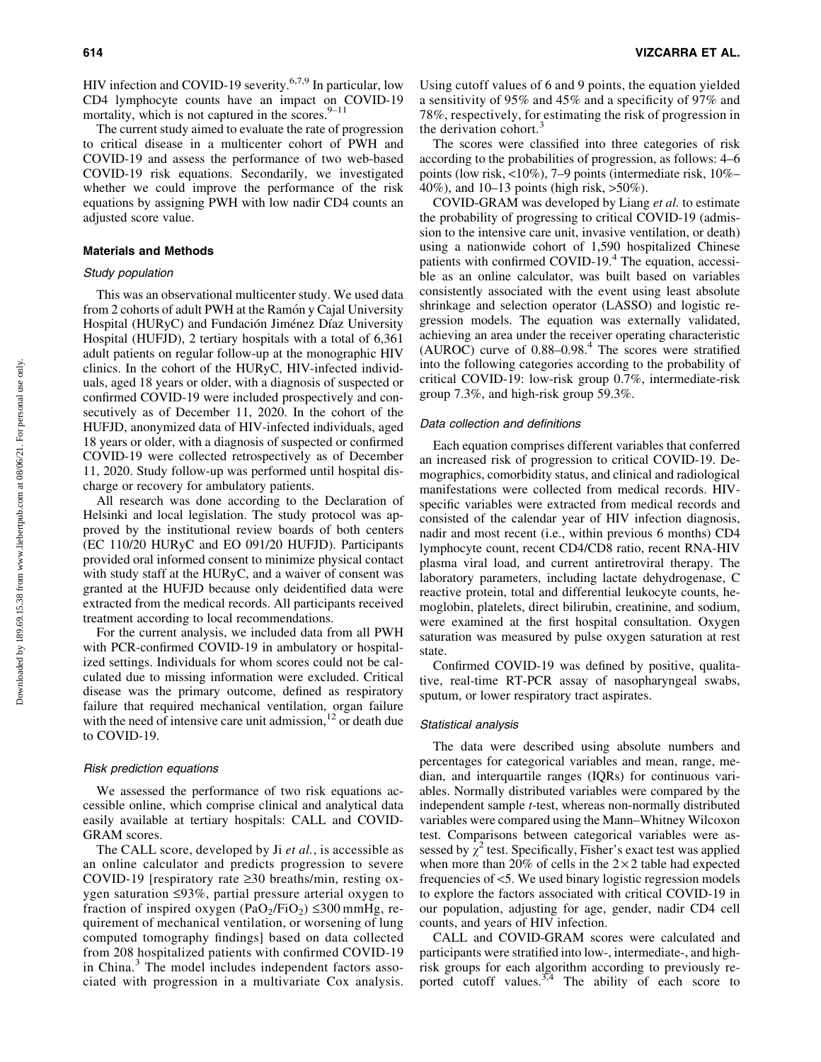HIV infection and COVID-19 severity.[6,7,9] In particular, low CD4 lymphocyte counts have an impact on COVID-19 mortality, which is not captured in the scores.[9–11]

The current study aimed to evaluate the rate of progression to critical disease in a multicenter cohort of PWH and COVID-19 and assess the performance of two web-based COVID-19 risk equations. Secondarily, we investigated whether we could improve the performance of the risk equations by assigning PWH with low nadir CD4 counts an adjusted score value.

## Materials and Methods

### Study population

This was an observational multicenter study. We used data from 2 cohorts of adult PWH at the Ramón y Cajal University Hospital (HURyC) and Fundación Jiménez Díaz University Hospital (HUFJD), 2 tertiary hospitals with a total of 6,361 adult patients on regular follow-up at the monographic HIV clinics. In the cohort of the HURyC, HIV-infected individuals, aged 18 years or older, with a diagnosis of suspected or confirmed COVID-19 were included prospectively and consecutively as of December 11, 2020. In the cohort of the HUFJD, anonymized data of HIV-infected individuals, aged 18 years or older, with a diagnosis of suspected or confirmed COVID-19 were collected retrospectively as of December 11, 2020. Study follow-up was performed until hospital discharge or recovery for ambulatory patients.

All research was done according to the Declaration of Helsinki and local legislation. The study protocol was approved by the institutional review boards of both centers (EC 110/20 HURyC and EO 091/20 HUFJD). Participants provided oral informed consent to minimize physical contact with study staff at the HURyC, and a waiver of consent was granted at the HUFJD because only deidentified data were extracted from the medical records. All participants received treatment according to local recommendations.

For the current analysis, we included data from all PWH with PCR-confirmed COVID-19 in ambulatory or hospitalized settings. Individuals for whom scores could not be calculated due to missing information were excluded. Critical disease was the primary outcome, defined as respiratory failure that required mechanical ventilation, organ failure with the need of intensive care unit admission,[12] or death due to COVID-19.

### Risk prediction equations

We assessed the performance of two risk equations accessible online, which comprise clinical and analytical data easily available at tertiary hospitals: CALL and COVID-GRAM scores.

The CALL score, developed by Ji *et al.*, is accessible as an online calculator and predicts progression to severe COVID-19 [respiratory rate ≥30 breaths/min, resting oxygen saturation ≤93%, partial pressure arterial oxygen to fraction of inspired oxygen ($PaO_2/FiO_2$) ≤300 mmHg, requirement of mechanical ventilation, or worsening of lung computed tomography findings] based on data collected from 208 hospitalized patients with confirmed COVID-19 in China.[3] The model includes independent factors associated with progression in a multivariate Cox analysis. Using cutoff values of 6 and 9 points, the equation yielded a sensitivity of 95% and 45% and a specificity of 97% and 78%, respectively, for estimating the risk of progression in the derivation cohort.[3]

The scores were classified into three categories of risk according to the probabilities of progression, as follows: 4–6 points (low risk, <10%), 7–9 points (intermediate risk, 10%–40%), and 10–13 points (high risk, >50%).

COVID-GRAM was developed by Liang *et al.* to estimate the probability of progressing to critical COVID-19 (admission to the intensive care unit, invasive ventilation, or death) using a nationwide cohort of 1,590 hospitalized Chinese patients with confirmed COVID-19.[4] The equation, accessible as an online calculator, was built based on variables consistently associated with the event using least absolute shrinkage and selection operator (LASSO) and logistic regression models. The equation was externally validated, achieving an area under the receiver operating characteristic (AUROC) curve of 0.88–0.98.[4] The scores were stratified into the following categories according to the probability of critical COVID-19: low-risk group 0.7%, intermediate-risk group 7.3%, and high-risk group 59.3%.

### Data collection and definitions

Each equation comprises different variables that conferred an increased risk of progression to critical COVID-19. Demographics, comorbidity status, and clinical and radiological manifestations were collected from medical records. HIV-specific variables were extracted from medical records and consisted of the calendar year of HIV infection diagnosis, nadir and most recent (i.e., within previous 6 months) CD4 lymphocyte count, recent CD4/CD8 ratio, recent RNA-HIV plasma viral load, and current antiretroviral therapy. The laboratory parameters, including lactate dehydrogenase, C reactive protein, total and differential leukocyte counts, hemoglobin, platelets, direct bilirubin, creatinine, and sodium, were examined at the first hospital consultation. Oxygen saturation was measured by pulse oxygen saturation at rest state.

Confirmed COVID-19 was defined by positive, qualitative, real-time RT-PCR assay of nasopharyngeal swabs, sputum, or lower respiratory tract aspirates.

### Statistical analysis

The data were described using absolute numbers and percentages for categorical variables and mean, range, median, and interquartile ranges (IQRs) for continuous variables. Normally distributed variables were compared by the independent sample *t*-test, whereas non-normally distributed variables were compared using the Mann–Whitney Wilcoxon test. Comparisons between categorical variables were assessed by $\chi^2$ test. Specifically, Fisher's exact test was applied when more than 20% of cells in the $2 \times 2$ table had expected frequencies of <5. We used binary logistic regression models to explore the factors associated with critical COVID-19 in our population, adjusting for age, gender, nadir CD4 cell counts, and years of HIV infection.

CALL and COVID-GRAM scores were calculated and participants were stratified into low-, intermediate-, and high-risk groups for each algorithm according to previously reported cutoff values.[3,4] The ability of each score to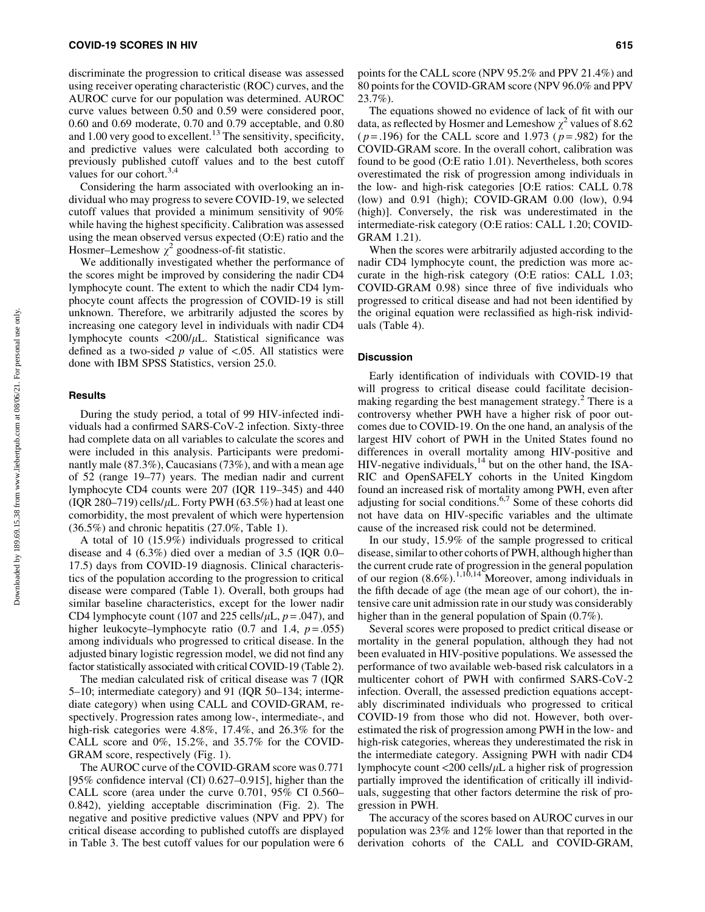discriminate the progression to critical disease was assessed using receiver operating characteristic (ROC) curves, and the AUROC curve for our population was determined. AUROC curve values between 0.50 and 0.59 were considered poor, 0.60 and 0.69 moderate, 0.70 and 0.79 acceptable, and 0.80 and 1.00 very good to excellent.[13] The sensitivity, specificity, and predictive values were calculated both according to previously published cutoff values and to the best cutoff values for our cohort.[3,4]

Considering the harm associated with overlooking an individual who may progress to severe COVID-19, we selected cutoff values that provided a minimum sensitivity of 90% while having the highest specificity. Calibration was assessed using the mean observed versus expected (O:E) ratio and the Hosmer–Lemeshow $\chi^2$ goodness-of-fit statistic.

We additionally investigated whether the performance of the scores might be improved by considering the nadir CD4 lymphocyte count. The extent to which the nadir CD4 lymphocyte count affects the progression of COVID-19 is still unknown. Therefore, we arbitrarily adjusted the scores by increasing one category level in individuals with nadir CD4 lymphocyte counts <200/$\mu$L. Statistical significance was defined as a two-sided $p$ value of <.05. All statistics were done with IBM SPSS Statistics, version 25.0.

### Results

During the study period, a total of 99 HIV-infected individuals had a confirmed SARS-CoV-2 infection. Sixty-three had complete data on all variables to calculate the scores and were included in this analysis. Participants were predominantly male (87.3%), Caucasians (73%), and with a mean age of 52 (range 19–77) years. The median nadir and current lymphocyte CD4 counts were 207 (IQR 119–345) and 440 (IQR 280–719) cells/$\mu$L. Forty PWH (63.5%) had at least one comorbidity, the most prevalent of which were hypertension (36.5%) and chronic hepatitis (27.0%, Table 1).

A total of 10 (15.9%) individuals progressed to critical disease and 4 (6.3%) died over a median of 3.5 (IQR 0.0–17.5) days from COVID-19 diagnosis. Clinical characteristics of the population according to the progression to critical disease were compared (Table 1). Overall, both groups had similar baseline characteristics, except for the lower nadir CD4 lymphocyte count (107 and 225 cells/$\mu$L, $p = .047$), and higher leukocyte–lymphocyte ratio (0.7 and 1.4, $p = .055$) among individuals who progressed to critical disease. In the adjusted binary logistic regression model, we did not find any factor statistically associated with critical COVID-19 (Table 2).

The median calculated risk of critical disease was 7 (IQR 5–10; intermediate category) and 91 (IQR 50–134; intermediate category) when using CALL and COVID-GRAM, respectively. Progression rates among low-, intermediate-, and high-risk categories were 4.8%, 17.4%, and 26.3% for the CALL score and 0%, 15.2%, and 35.7% for the COVID-GRAM score, respectively (Fig. 1).

The AUROC curve of the COVID-GRAM score was 0.771 [95% confidence interval (CI) 0.627–0.915], higher than the CALL score (area under the curve 0.701, 95% CI 0.560–0.842), yielding acceptable discrimination (Fig. 2). The negative and positive predictive values (NPV and PPV) for critical disease according to published cutoffs are displayed in Table 3. The best cutoff values for our population were 6 points for the CALL score (NPV 95.2% and PPV 21.4%) and 80 points for the COVID-GRAM score (NPV 96.0% and PPV 23.7%).

The equations showed no evidence of lack of fit with our data, as reflected by Hosmer and Lemeshow $\chi^2$ values of 8.62 ($p = .196$) for the CALL score and 1.973 ($p = .982$) for the COVID-GRAM score. In the overall cohort, calibration was found to be good (O:E ratio 1.01). Nevertheless, both scores overestimated the risk of progression among individuals in the low- and high-risk categories [O:E ratios: CALL 0.78 (low) and 0.91 (high); COVID-GRAM 0.00 (low), 0.94 (high)]. Conversely, the risk was underestimated in the intermediate-risk category (O:E ratios: CALL 1.20; COVID-GRAM 1.21).

When the scores were arbitrarily adjusted according to the nadir CD4 lymphocyte count, the prediction was more accurate in the high-risk category (O:E ratios: CALL 1.03; COVID-GRAM 0.98) since three of five individuals who progressed to critical disease and had not been identified by the original equation were reclassified as high-risk individuals (Table 4).

### Discussion

Early identification of individuals with COVID-19 that will progress to critical disease could facilitate decision-making regarding the best management strategy.[2] There is a controversy whether PWH have a higher risk of poor outcomes due to COVID-19. On the one hand, an analysis of the largest HIV cohort of PWH in the United States found no differences in overall mortality among HIV-positive and HIV-negative individuals,[14] but on the other hand, the ISARIC and OpenSAFELY cohorts in the United Kingdom found an increased risk of mortality among PWH, even after adjusting for social conditions.[6,7] Some of these cohorts did not have data on HIV-specific variables and the ultimate cause of the increased risk could not be determined.

In our study, 15.9% of the sample progressed to critical disease, similar to other cohorts of PWH, although higher than the current crude rate of progression in the general population of our region (8.6%).[1,10,14] Moreover, among individuals in the fifth decade of age (the mean age of our cohort), the intensive care unit admission rate in our study was considerably higher than in the general population of Spain (0.7%).

Several scores were proposed to predict critical disease or mortality in the general population, although they had not been evaluated in HIV-positive populations. We assessed the performance of two available web-based risk calculators in a multicenter cohort of PWH with confirmed SARS-CoV-2 infection. Overall, the assessed prediction equations acceptably discriminated individuals who progressed to critical COVID-19 from those who did not. However, both overestimated the risk of progression among PWH in the low- and high-risk categories, whereas they underestimated the risk in the intermediate category. Assigning PWH with nadir CD4 lymphocyte count <200 cells/$\mu$L a higher risk of progression partially improved the identification of critically ill individuals, suggesting that other factors determine the risk of progression in PWH.

The accuracy of the scores based on AUROC curves in our population was 23% and 12% lower than that reported in the derivation cohorts of the CALL and COVID-GRAM,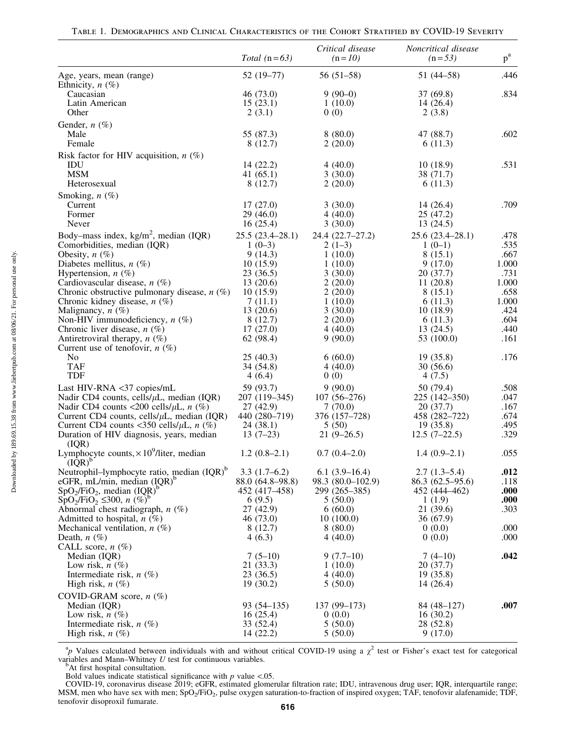Table 1. Demographics and Clinical Characteristics of the Cohort Stratified by COVID-19 Severity

| | *Total* (n = *63*) | *Critical disease* (n = *10*) | *Noncritical disease* (n = *53*) | p[a] |
|---|---|---|---|---|
| Age, years, mean (range) | 52 (19–77) | 56 (51–58) | 51 (44–58) | .446 |
| Ethnicity, *n* (%) | | | | |
| Caucasian | 46 (73.0) | 9 (90–0) | 37 (69.8) | .834 |
| Latin American | 15 (23.1) | 1 (10.0) | 14 (26.4) | |
| Other | 2 (3.1) | 0 (0) | 2 (3.8) | |
| Gender, *n* (%) | | | | |
| Male | 55 (87.3) | 8 (80.0) | 47 (88.7) | .602 |
| Female | 8 (12.7) | 2 (20.0) | 6 (11.3) | |
| Risk factor for HIV acquisition, *n* (%) | | | | |
| IDU | 14 (22.2) | 4 (40.0) | 10 (18.9) | .531 |
| MSM | 41 (65.1) | 3 (30.0) | 38 (71.7) | |
| Heterosexual | 8 (12.7) | 2 (20.0) | 6 (11.3) | |
| Smoking, *n* (%) | | | | |
| Current | 17 (27.0) | 3 (30.0) | 14 (26.4) | .709 |
| Former | 29 (46.0) | 4 (40.0) | 25 (47.2) | |
| Never | 16 (25.4) | 3 (30.0) | 13 (24.5) | |
| Body–mass index, kg/m$^2$, median (IQR) | 25.5 (23.4–28.1) | 24.4 (22.7–27.2) | 25.6 (23.4–28.1) | .478 |
| Comorbidities, median (IQR) | 1 (0–3) | 2 (1–3) | 1 (0–1) | .535 |
| Obesity, *n* (%) | 9 (14.3) | 1 (10.0) | 8 (15.1) | .667 |
| Diabetes mellitus, *n* (%) | 10 (15.9) | 1 (10.0) | 9 (17.0) | 1.000 |
| Hypertension, *n* (%) | 23 (36.5) | 3 (30.0) | 20 (37.7) | .731 |
| Cardiovascular disease, *n* (%) | 13 (20.6) | 2 (20.0) | 11 (20.8) | 1.000 |
| Chronic obstructive pulmonary disease, *n* (%) | 10 (15.9) | 2 (20.0) | 8 (15.1) | .658 |
| Chronic kidney disease, *n* (%) | 7 (11.1) | 1 (10.0) | 6 (11.3) | 1.000 |
| Malignancy, *n* (%) | 13 (20.6) | 3 (30.0) | 10 (18.9) | .424 |
| Non-HIV immunodeficiency, *n* (%) | 8 (12.7) | 2 (20.0) | 6 (11.3) | .604 |
| Chronic liver disease, *n* (%) | 17 (27.0) | 4 (40.0) | 13 (24.5) | .440 |
| Antiretroviral therapy, *n* (%) | 62 (98.4) | 9 (90.0) | 53 (100.0) | .161 |
| Current use of tenofovir, *n* (%) | | | | |
| No | 25 (40.3) | 6 (60.0) | 19 (35.8) | .176 |
| TAF | 34 (54.8) | 4 (40.0) | 30 (56.6) | |
| TDF | 4 (6.4) | 0 (0) | 4 (7.5) | |
| Last HIV-RNA <37 copies/mL | 59 (93.7) | 9 (90.0) | 50 (79.4) | .508 |
| Nadir CD4 counts, cells/$\mu$L, median (IQR) | 207 (119–345) | 107 (56–276) | 225 (142–350) | .047 |
| Nadir CD4 counts <200 cells/$\mu$L, *n* (%) | 27 (42.9) | 7 (70.0) | 20 (37.7) | .167 |
| Current CD4 counts, cells/$\mu$L, median (IQR) | 440 (280–719) | 376 (157–728) | 458 (282–722) | .674 |
| Current CD4 counts <350 cells/$\mu$L, *n* (%) | 24 (38.1) | 5 (50) | 19 (35.8) | .495 |
| Duration of HIV diagnosis, years, median (IQR) | 13 (7–23) | 21 (9–26.5) | 12.5 (7–22.5) | .329 |
| Lymphocyte counts, $\times 10^9$/liter, median (IQR)[b] | 1.2 (0.8–2.1) | 0.7 (0.4–2.0) | 1.4 (0.9–2.1) | .055 |
| Neutrophil–lymphocyte ratio, median (IQR)[b] | 3.3 (1.7–6.2) | 6.1 (3.9–16.4) | 2.7 (1.3–5.4) | **.012** |
| eGFR, mL/min, median (IQR)[b] | 88.0 (64.8–98.8) | 98.3 (80.0–102.9) | 86.3 (62.5–95.6) | .118 |
| $SpO_2/FiO_2$, median (IQR)[b] | 452 (417–458) | 299 (265–385) | 452 (444–462) | **.000** |
| $SpO_2/FiO_2 \leq 300$, *n* (%)[b] | 6 (9.5) | 5 (50.0) | 1 (1.9) | **.000** |
| Abnormal chest radiograph, *n* (%) | 27 (42.9) | 6 (60.0) | 21 (39.6) | .303 |
| Admitted to hospital, *n* (%) | 46 (73.0) | 10 (100.0) | 36 (67.9) | |
| Mechanical ventilation, *n* (%) | 8 (12.7) | 8 (80.0) | 0 (0.0) | .000 |
| Death, *n* (%) | 4 (6.3) | 4 (40.0) | 0 (0.0) | .000 |
| CALL score, *n* (%) | | | | |
| Median (IQR) | 7 (5–10) | 9 (7.7–10) | 7 (4–10) | **.042** |
| Low risk, *n* (%) | 21 (33.3) | 1 (10.0) | 20 (37.7) | |
| Intermediate risk, *n* (%) | 23 (36.5) | 4 (40.0) | 19 (35.8) | |
| High risk, *n* (%) | 19 (30.2) | 5 (50.0) | 14 (26.4) | |
| COVID-GRAM score, *n* (%) | | | | |
| Median (IQR) | 93 (54–135) | 137 (99–173) | 84 (48–127) | **.007** |
| Low risk, *n* (%) | 16 (25.4) | 0 (0.0) | 16 (30.2) | |
| Intermediate risk, *n* (%) | 33 (52.4) | 5 (50.0) | 28 (52.8) | |
| High risk, *n* (%) | 14 (22.2) | 5 (50.0) | 9 (17.0) | |

[a]*p* Values calculated between individuals with and without critical COVID-19 using a $\chi^2$ test or Fisher's exact test for categorical variables and Mann–Whitney *U* test for continuous variables.

[b]At first hospital consultation.

Bold values indicate statistical significance with *p* value <.05.

COVID-19, coronavirus disease 2019; eGFR, estimated glomerular filtration rate; IDU, intravenous drug user; IQR, interquartile range; MSM, men who have sex with men; $SpO_2/FiO_2$, pulse oxygen saturation-to-fraction of inspired oxygen; TAF, tenofovir alafenamide; TDF, tenofovir disoproxil fumarate.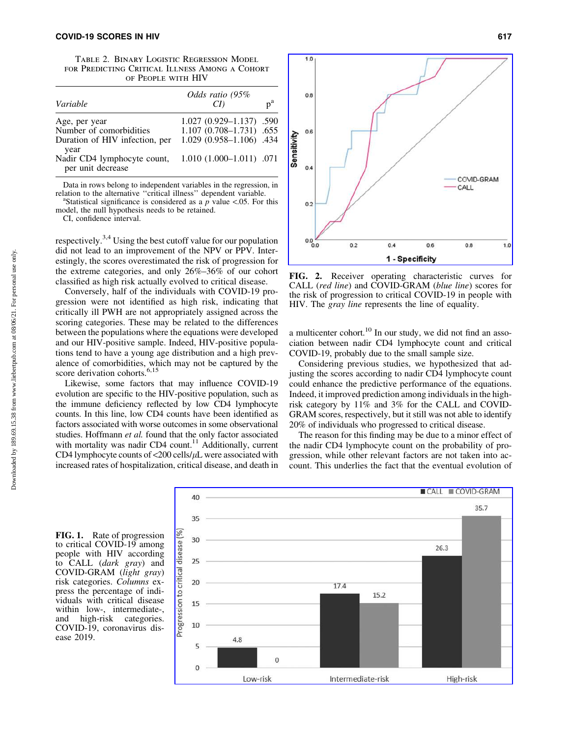Table 2. Binary Logistic Regression Model for Predicting Critical Illness Among a Cohort of People with HIV

| *Variable* | *Odds ratio (95% CI)* | p[a] |
|---|---|---|
| Age, per year | 1.027 (0.929–1.137) | .590 |
| Number of comorbidities | 1.107 (0.708–1.731) | .655 |
| Duration of HIV infection, per year | 1.029 (0.958–1.106) | .434 |
| Nadir CD4 lymphocyte count, per unit decrease | 1.010 (1.000–1.011) | .071 |

Data in rows belong to independent variables in the regression, in relation to the alternative "critical illness" dependent variable.
[a]Statistical significance is considered as a *p* value <.05. For this model, the null hypothesis needs to be retained.
CI, confidence interval.

respectively.[3,4] Using the best cutoff value for our population did not lead to an improvement of the NPV or PPV. Interestingly, the scores overestimated the risk of progression for the extreme categories, and only 26%–36% of our cohort classified as high risk actually evolved to critical disease.

Conversely, half of the individuals with COVID-19 progression were not identified as high risk, indicating that critically ill PWH are not appropriately assigned across the scoring categories. These may be related to the differences between the populations where the equations were developed and our HIV-positive sample. Indeed, HIV-positive populations tend to have a young age distribution and a high prevalence of comorbidities, which may not be captured by the score derivation cohorts.[6,15]

Likewise, some factors that may influence COVID-19 evolution are specific to the HIV-positive population, such as the immune deficiency reflected by low CD4 lymphocyte counts. In this line, low CD4 counts have been identified as factors associated with worse outcomes in some observational studies. Hoffmann *et al.* found that the only factor associated with mortality was nadir CD4 count.[11] Additionally, current CD4 lymphocyte counts of <200 cells/$\mu$L were associated with increased rates of hospitalization, critical disease, and death in a multicenter cohort.[10] In our study, we did not find an association between nadir CD4 lymphocyte count and critical COVID-19, probably due to the small sample size.

Considering previous studies, we hypothesized that adjusting the scores according to nadir CD4 lymphocyte count could enhance the predictive performance of the equations. Indeed, it improved prediction among individuals in the high-risk category by 11% and 3% for the CALL and COVID-GRAM scores, respectively, but it still was not able to identify 20% of individuals who progressed to critical disease.

The reason for this finding may be due to a minor effect of the nadir CD4 lymphocyte count on the probability of progression, while other relevant factors are not taken into account. This underlies the fact that the eventual evolution of

**FIG. 2.** Receiver operating characteristic curves for CALL (*red line*) and COVID-GRAM (*blue line*) scores for the risk of progression to critical COVID-19 in people with HIV. The *gray line* represents the line of equality.

**FIG. 1.** Rate of progression to critical COVID-19 among people with HIV according to CALL (*dark gray*) and COVID-GRAM (*light gray*) risk categories. *Columns* express the percentage of individuals with critical disease within low-, intermediate-, and high-risk categories. COVID-19, coronavirus disease 2019.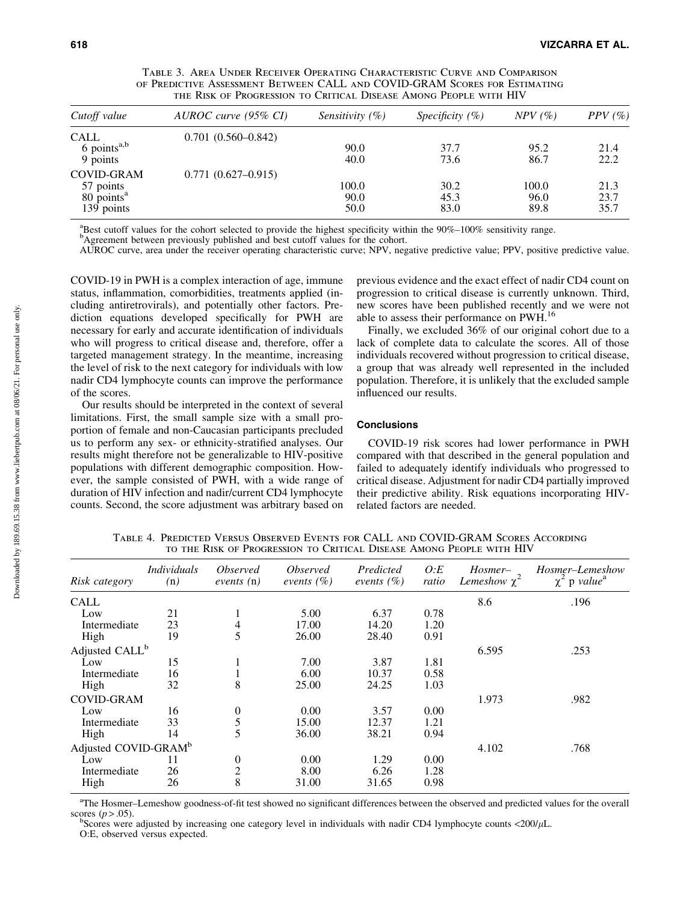Table 3. Area Under Receiver Operating Characteristic Curve and Comparison of Predictive Assessment Between CALL and COVID-GRAM Scores for Estimating the Risk of Progression to Critical Disease Among People with HIV

| Cutoff value | AUROC curve (95% CI) | Sensitivity (%) | Specificity (%) | NPV (%) | PPV (%) |
|---|---|---|---|---|---|
| CALL | 0.701 (0.560–0.842) | | | | |
| 6 points[a,b] | | 90.0 | 37.7 | 95.2 | 21.4 |
| 9 points | | 40.0 | 73.6 | 86.7 | 22.2 |
| COVID-GRAM | 0.771 (0.627–0.915) | | | | |
| 57 points | | 100.0 | 30.2 | 100.0 | 21.3 |
| 80 points[a] | | 90.0 | 45.3 | 96.0 | 23.7 |
| 139 points | | 50.0 | 83.0 | 89.8 | 35.7 |

[a]Best cutoff values for the cohort selected to provide the highest specificity within the 90%–100% sensitivity range.
[b]Agreement between previously published and best cutoff values for the cohort.
AUROC curve, area under the receiver operating characteristic curve; NPV, negative predictive value; PPV, positive predictive value.

COVID-19 in PWH is a complex interaction of age, immune status, inflammation, comorbidities, treatments applied (including antiretrovirals), and potentially other factors. Prediction equations developed specifically for PWH are necessary for early and accurate identification of individuals who will progress to critical disease and, therefore, offer a targeted management strategy. In the meantime, increasing the level of risk to the next category for individuals with low nadir CD4 lymphocyte counts can improve the performance of the scores.

Our results should be interpreted in the context of several limitations. First, the small sample size with a small proportion of female and non-Caucasian participants precluded us to perform any sex- or ethnicity-stratified analyses. Our results might therefore not be generalizable to HIV-positive populations with different demographic composition. However, the sample consisted of PWH, with a wide range of duration of HIV infection and nadir/current CD4 lymphocyte counts. Second, the score adjustment was arbitrary based on previous evidence and the exact effect of nadir CD4 count on progression to critical disease is currently unknown. Third, new scores have been published recently and we were not able to assess their performance on PWH.[16]

Finally, we excluded 36% of our original cohort due to a lack of complete data to calculate the scores. All of those individuals recovered without progression to critical disease, a group that was already well represented in the included population. Therefore, it is unlikely that the excluded sample influenced our results.

## Conclusions

COVID-19 risk scores had lower performance in PWH compared with that described in the general population and failed to adequately identify individuals who progressed to critical disease. Adjustment for nadir CD4 partially improved their predictive ability. Risk equations incorporating HIV-related factors are needed.

Table 4. Predicted Versus Observed Events for CALL and COVID-GRAM Scores According to the Risk of Progression to Critical Disease Among People with HIV

| Risk category | Individuals (n) | Observed events (n) | Observed events (%) | Predicted events (%) | O:E ratio | Hosmer–Lemeshow $\chi^2$ | Hosmer–Lemeshow $\chi^2$ p value[a] |
|---|---|---|---|---|---|---|---|
| CALL | | | | | | 8.6 | .196 |
| Low | 21 | 1 | 5.00 | 6.37 | 0.78 | | |
| Intermediate | 23 | 4 | 17.00 | 14.20 | 1.20 | | |
| High | 19 | 5 | 26.00 | 28.40 | 0.91 | | |
| Adjusted CALL[b] | | | | | | 6.595 | .253 |
| Low | 15 | 1 | 7.00 | 3.87 | 1.81 | | |
| Intermediate | 16 | 1 | 6.00 | 10.37 | 0.58 | | |
| High | 32 | 8 | 25.00 | 24.25 | 1.03 | | |
| COVID-GRAM | | | | | | 1.973 | .982 |
| Low | 16 | 0 | 0.00 | 3.57 | 0.00 | | |
| Intermediate | 33 | 5 | 15.00 | 12.37 | 1.21 | | |
| High | 14 | 5 | 36.00 | 38.21 | 0.94 | | |
| Adjusted COVID-GRAM[b] | | | | | | 4.102 | .768 |
| Low | 11 | 0 | 0.00 | 1.29 | 0.00 | | |
| Intermediate | 26 | 2 | 8.00 | 6.26 | 1.28 | | |
| High | 26 | 8 | 31.00 | 31.65 | 0.98 | | |

[a]The Hosmer–Lemeshow goodness-of-fit test showed no significant differences between the observed and predicted values for the overall scores ($p > .05$).
[b]Scores were adjusted by increasing one category level in individuals with nadir CD4 lymphocyte counts <200/$\mu$L.
O:E, observed versus expected.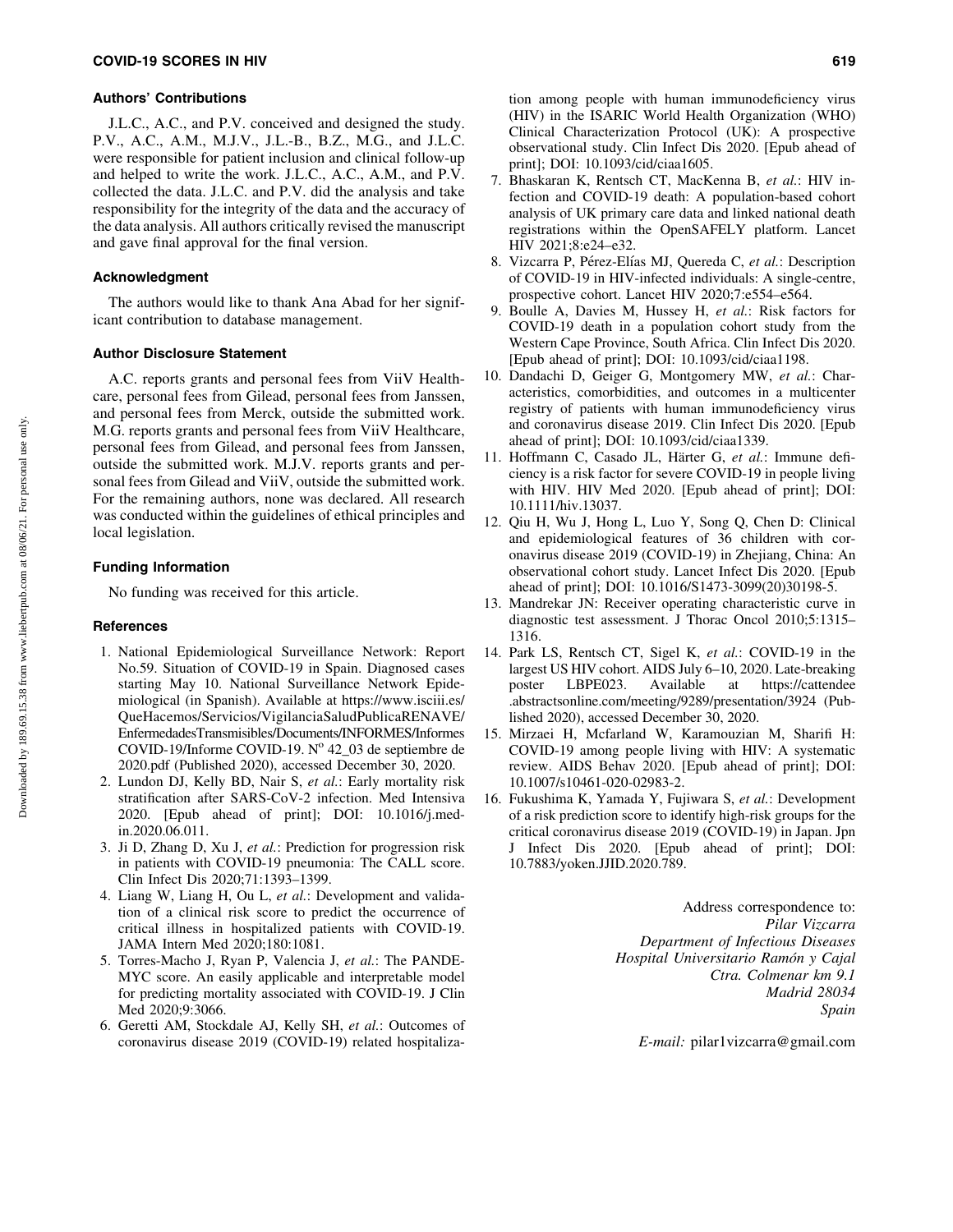### Authors' Contributions

J.L.C., A.C., and P.V. conceived and designed the study. P.V., A.C., A.M., M.J.V., J.L.-B., B.Z., M.G., and J.L.C. were responsible for patient inclusion and clinical follow-up and helped to write the work. J.L.C., A.C., A.M., and P.V. collected the data. J.L.C. and P.V. did the analysis and take responsibility for the integrity of the data and the accuracy of the data analysis. All authors critically revised the manuscript and gave final approval for the final version.

### Acknowledgment

The authors would like to thank Ana Abad for her significant contribution to database management.

### Author Disclosure Statement

A.C. reports grants and personal fees from ViiV Healthcare, personal fees from Gilead, personal fees from Janssen, and personal fees from Merck, outside the submitted work. M.G. reports grants and personal fees from ViiV Healthcare, personal fees from Gilead, and personal fees from Janssen, outside the submitted work. M.J.V. reports grants and personal fees from Gilead and ViiV, outside the submitted work. For the remaining authors, none was declared. All research was conducted within the guidelines of ethical principles and local legislation.

### Funding Information

No funding was received for this article.

### References

1. National Epidemiological Surveillance Network: Report No.59. Situation of COVID-19 in Spain. Diagnosed cases starting May 10. National Surveillance Network Epidemiological (in Spanish). Available at https://www.isciii.es/QueHacemos/Servicios/VigilanciaSaludPublicaRENAVE/EnfermedadesTransmisibles/Documents/INFORMES/Informes COVID-19/Informe COVID-19. Nº 42_03 de septiembre de 2020.pdf (Published 2020), accessed December 30, 2020.
2. Lundon DJ, Kelly BD, Nair S, *et al.*: Early mortality risk stratification after SARS-CoV-2 infection. Med Intensiva 2020. [Epub ahead of print]; DOI: 10.1016/j.medin.2020.06.011.
3. Ji D, Zhang D, Xu J, *et al.*: Prediction for progression risk in patients with COVID-19 pneumonia: The CALL score. Clin Infect Dis 2020;71:1393–1399.
4. Liang W, Liang H, Ou L, *et al.*: Development and validation of a clinical risk score to predict the occurrence of critical illness in hospitalized patients with COVID-19. JAMA Intern Med 2020;180:1081.
5. Torres-Macho J, Ryan P, Valencia J, *et al.*: The PANDEMYC score. An easily applicable and interpretable model for predicting mortality associated with COVID-19. J Clin Med 2020;9:3066.
6. Geretti AM, Stockdale AJ, Kelly SH, *et al.*: Outcomes of coronavirus disease 2019 (COVID-19) related hospitalization among people with human immunodeficiency virus (HIV) in the ISARIC World Health Organization (WHO) Clinical Characterization Protocol (UK): A prospective observational study. Clin Infect Dis 2020. [Epub ahead of print]; DOI: 10.1093/cid/ciaa1605.
7. Bhaskaran K, Rentsch CT, MacKenna B, *et al.*: HIV infection and COVID-19 death: A population-based cohort analysis of UK primary care data and linked national death registrations within the OpenSAFELY platform. Lancet HIV 2021;8:e24–e32.
8. Vizcarra P, Pérez-Elías MJ, Quereda C, *et al.*: Description of COVID-19 in HIV-infected individuals: A single-centre, prospective cohort. Lancet HIV 2020;7:e554–e564.
9. Boulle A, Davies M, Hussey H, *et al.*: Risk factors for COVID-19 death in a population cohort study from the Western Cape Province, South Africa. Clin Infect Dis 2020. [Epub ahead of print]; DOI: 10.1093/cid/ciaa1198.
10. Dandachi D, Geiger G, Montgomery MW, *et al.*: Characteristics, comorbidities, and outcomes in a multicenter registry of patients with human immunodeficiency virus and coronavirus disease 2019. Clin Infect Dis 2020. [Epub ahead of print]; DOI: 10.1093/cid/ciaa1339.
11. Hoffmann C, Casado JL, Härter G, *et al.*: Immune deficiency is a risk factor for severe COVID-19 in people living with HIV. HIV Med 2020. [Epub ahead of print]; DOI: 10.1111/hiv.13037.
12. Qiu H, Wu J, Hong L, Luo Y, Song Q, Chen D: Clinical and epidemiological features of 36 children with coronavirus disease 2019 (COVID-19) in Zhejiang, China: An observational cohort study. Lancet Infect Dis 2020. [Epub ahead of print]; DOI: 10.1016/S1473-3099(20)30198-5.
13. Mandrekar JN: Receiver operating characteristic curve in diagnostic test assessment. J Thorac Oncol 2010;5:1315–1316.
14. Park LS, Rentsch CT, Sigel K, *et al.*: COVID-19 in the largest US HIV cohort. AIDS July 6–10, 2020. Late-breaking poster LBPE023. Available at https://cattendee.abstractsonline.com/meeting/9289/presentation/3924 (Published 2020), accessed December 30, 2020.
15. Mirzaei H, Mcfarland W, Karamouzian M, Sharifi H: COVID-19 among people living with HIV: A systematic review. AIDS Behav 2020. [Epub ahead of print]; DOI: 10.1007/s10461-020-02983-2.
16. Fukushima K, Yamada Y, Fujiwara S, *et al.*: Development of a risk prediction score to identify high-risk groups for the critical coronavirus disease 2019 (COVID-19) in Japan. Jpn J Infect Dis 2020. [Epub ahead of print]; DOI: 10.7883/yoken.JJID.2020.789.

Address correspondence to:
*Pilar Vizcarra*
*Department of Infectious Diseases*
*Hospital Universitario Ramón y Cajal*
*Ctra. Colmenar km 9.1*
*Madrid 28034*
*Spain*

*E-mail:* pilar1vizcarra@gmail.com